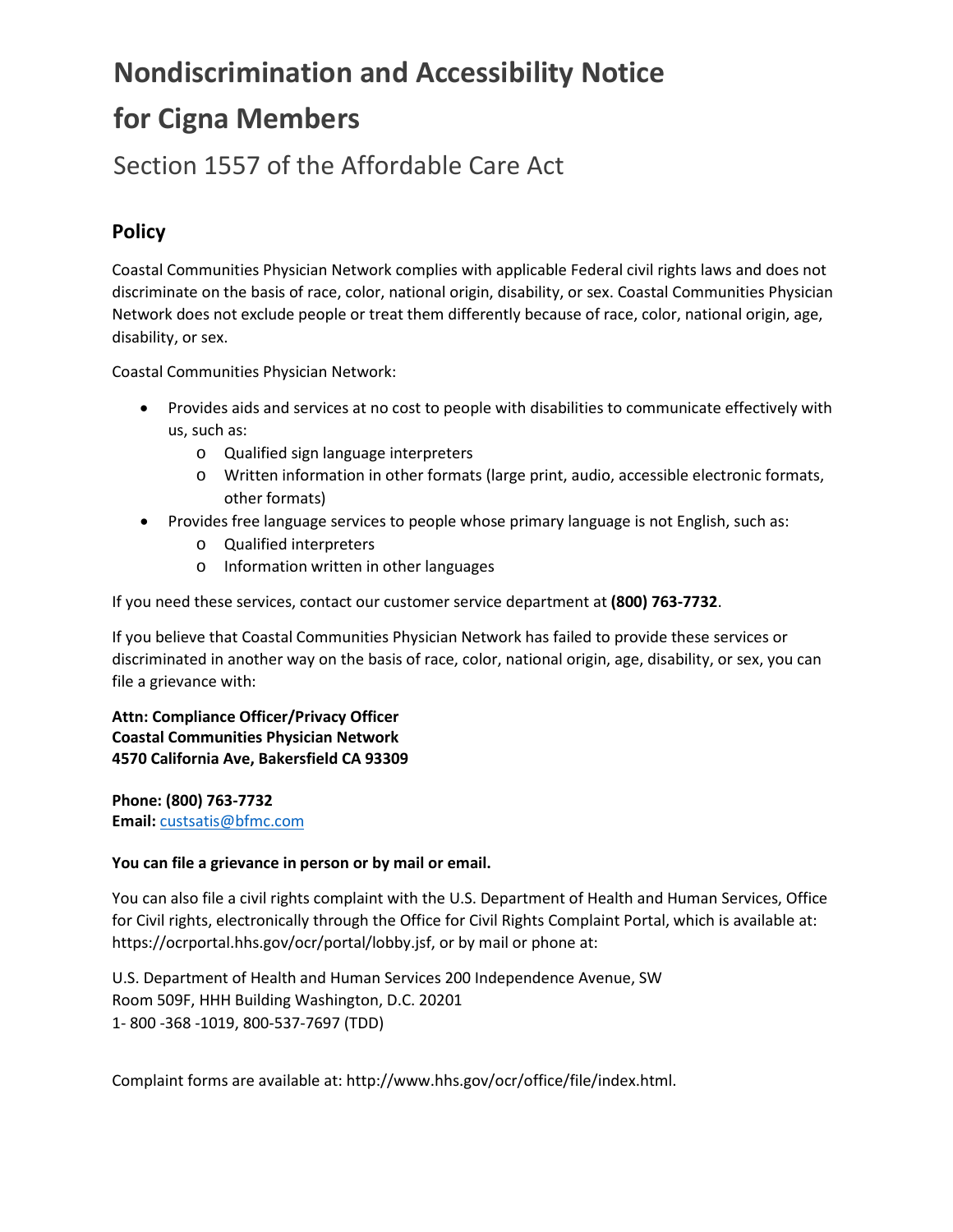# Nondiscrimination and Accessibility Notice for Cigna Members

## Section 1557 of the Affordable Care Act

### Policy

Coastal Communities Physician Network complies with applicable Federal civil rights laws and does not discriminate on the basis of race, color, national origin, disability, or sex. Coastal Communities Physician Network does not exclude people or treat them differently because of race, color, national origin, age, disability, or sex.

Coastal Communities Physician Network:

- Provides aids and services at no cost to people with disabilities to communicate effectively with us, such as:
  - Qualified sign language interpreters
  - Written information in other formats (large print, audio, accessible electronic formats, other formats)
- Provides free language services to people whose primary language is not English, such as:
  - Qualified interpreters
  - Information written in other languages

If you need these services, contact our customer service department at **(800) 763-7732**.

If you believe that Coastal Communities Physician Network has failed to provide these services or discriminated in another way on the basis of race, color, national origin, age, disability, or sex, you can file a grievance with:

**Attn: Compliance Officer/Privacy Officer**
**Coastal Communities Physician Network**
**4570 California Ave, Bakersfield CA 93309**

**Phone: (800) 763-7732**
**Email:** custsatis@bfmc.com

**You can file a grievance in person or by mail or email.**

You can also file a civil rights complaint with the U.S. Department of Health and Human Services, Office for Civil rights, electronically through the Office for Civil Rights Complaint Portal, which is available at: https://ocrportal.hhs.gov/ocr/portal/lobby.jsf, or by mail or phone at:

U.S. Department of Health and Human Services 200 Independence Avenue, SW
Room 509F, HHH Building Washington, D.C. 20201
1- 800 -368 -1019, 800-537-7697 (TDD)

Complaint forms are available at: http://www.hhs.gov/ocr/office/file/index.html.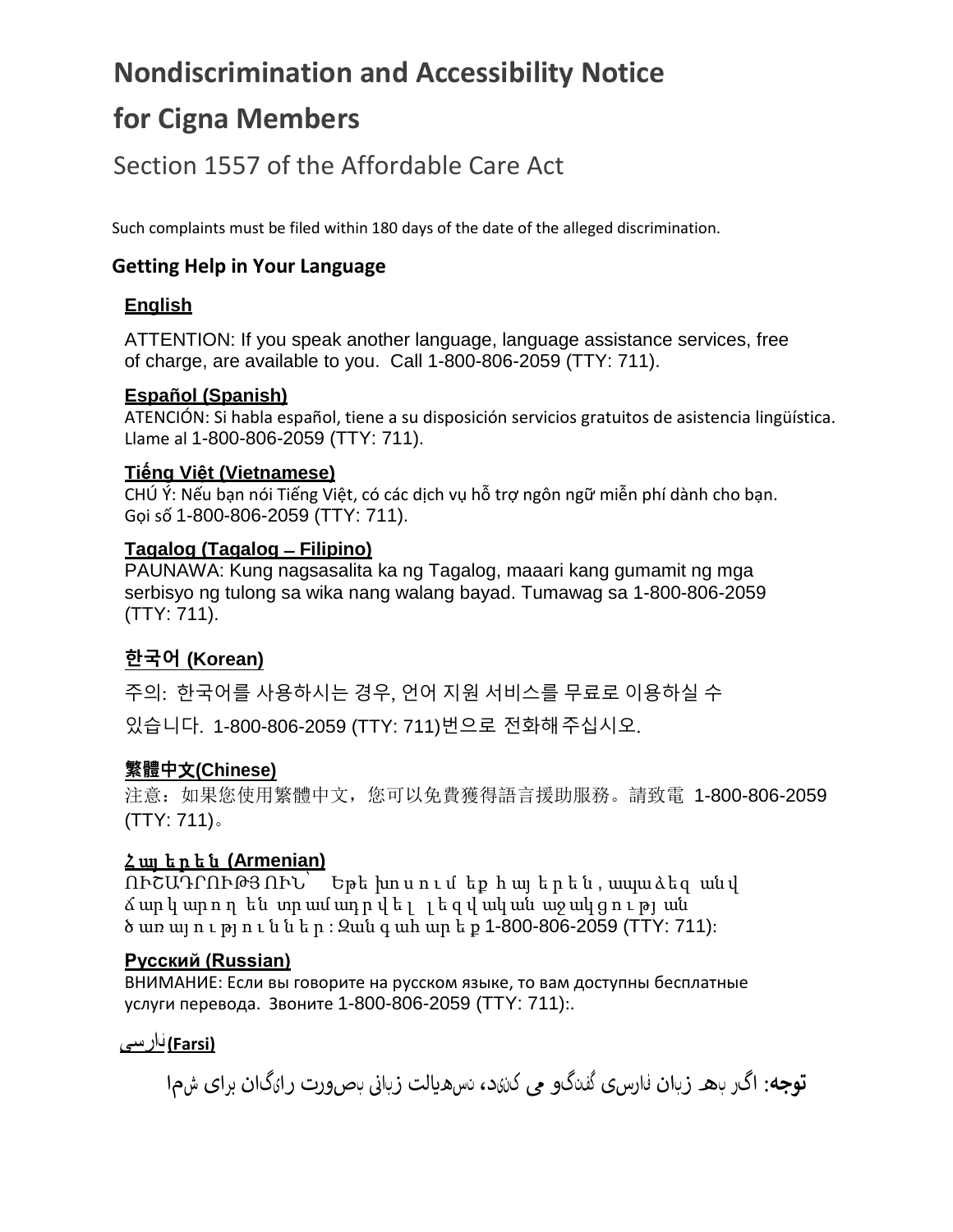# Nondiscrimination and Accessibility Notice

# for Cigna Members

## Section 1557 of the Affordable Care Act

Such complaints must be filed within 180 days of the date of the alleged discrimination.

### Getting Help in Your Language

**English**

ATTENTION: If you speak another language, language assistance services, free of charge, are available to you. Call 1-800-806-2059 (TTY: 711).

**Español (Spanish)**

ATENCIÓN: Si habla español, tiene a su disposición servicios gratuitos de asistencia lingüística. Llame al 1-800-806-2059 (TTY: 711).

**Tiếng Việt (Vietnamese)**

CHÚ Ý: Nếu bạn nói Tiếng Việt, có các dịch vụ hỗ trợ ngôn ngữ miễn phí dành cho bạn. Gọi số 1-800-806-2059 (TTY: 711).

**Tagalog (Tagalog – Filipino)**

PAUNAWA: Kung nagsasalita ka ng Tagalog, maaari kang gumamit ng mga serbisyo ng tulong sa wika nang walang bayad. Tumawag sa 1-800-806-2059 (TTY: 711).

**한국어 (Korean)**

주의: 한국어를 사용하시는 경우, 언어 지원 서비스를 무료로 이용하실 수 있습니다. 1-800-806-2059 (TTY: 711)번으로 전화해 주십시오.

**繁體中文(Chinese)**

注意：如果您使用繁體中文，您可以免費獲得語言援助服務。請致電 1-800-806-2059 (TTY: 711)。

**Հայերեն (Armenian)**

ՈՒՇԱԴՐՈՒԹՅՈՒՆ՝ Եթե խոսում եք հայերեն, ապա ձեզ անվճար կարող են տրամադրվել լեզվական աջակցության ծառայություններ: Զանգահարեք 1-800-806-2059 (TTY: 711):

**Русский (Russian)**

ВНИМАНИЕ: Если вы говорите на русском языке, то вам доступны бесплатные услуги перевода. Звоните 1-800-806-2059 (TTY: 711):.

**فارسی (Farsi)**

**توجه**: اگر به زبان فارسی گفتگو می کنید، تسهیلات زبانی بصورت رایگان برای شما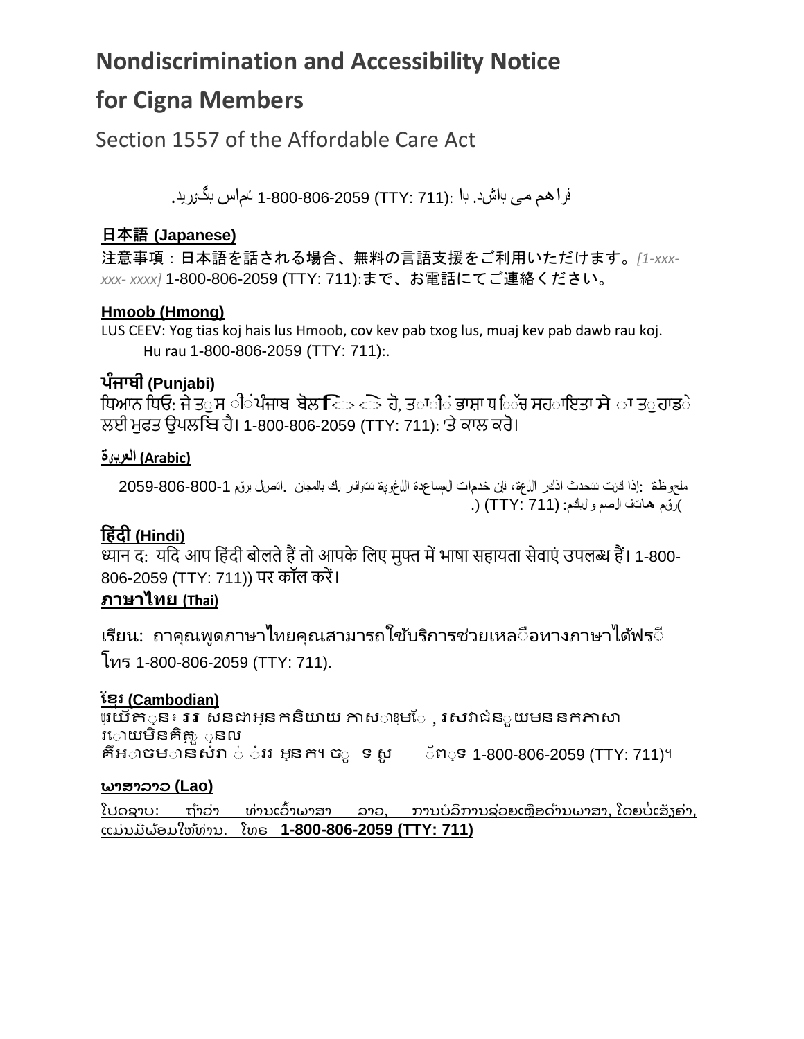# Nondiscrimination and Accessibility Notice

# for Cigna Members

Section 1557 of the Affordable Care Act

فراهم می باشد. با :(TTY: 711) 1-800-806-2059 تماس بگیرید.

### 日本語 (Japanese)

注意事項：日本語を話される場合、無料の言語支援をご利用いただけます。*[1-xxx-xxx- xxxx]* 1-800-806-2059 (TTY: 711):まで、お電話にてご連絡ください。

### Hmoob (Hmong)

LUS CEEV: Yog tias koj hais lus Hmoob, cov kev pab txog lus, muaj kev pab dawb rau koj. Hu rau 1-800-806-2059 (TTY: 711):.

### ਪੰਜਾਬੀ (Punjabi)

ਧਿਆਨ ਦਿਓ: ਜੇ ਤੁਸੀਂ ਪੰਜਾਬੀ ਬੋਲਦੇ ਹੋ, ਤਾਂ ਭਾਸ਼ਾ ਵਿੱਚ ਸਹਾਇਤਾ ਸੇਵਾ ਤੁਹਾਡੇ ਲਈ ਮੁਫਤ ਉਪਲਬਧ ਹੈ। 1-800-806-2059 (TTY: 711): 'ਤੇ ਕਾਲ ਕਰੋ।

### العربية (Arabic)

ملحوظة: إذا كنت تتحدث اذكر اللغة، فإن خدمات المساعدة اللغوية تتوافر لك بالمجان. اتصل برقم 1-800-806-2059 (رقم هاتف الصم والبكم: (TTY: 711) ).

### हिंदी (Hindi)

ध्यान दें: यदि आप हिंदी बोलते हैं तो आपके लिए मुफ्त में भाषा सहायता सेवाएं उपलब्ध हैं। 1-800-806-2059 (TTY: 711)) पर कॉल करें।

### ภาษาไทย (Thai)

เรียน: ถ้าคุณพูดภาษาไทยคุณสามารถใช้บริการช่วยเหลือทางภาษาได้ฟรี โทร 1-800-806-2059 (TTY: 711).

### ខ្មែរ (Cambodian)

ប្រយ័ត្ន៖ បើសិនជាអ្នកនិយាយ ភាសាខ្មែរ, សេវាជំនួយផ្នែកភាសា ដោយមិនគិតឈ្នួល គឺអាចមានសំរាប់បំរើអ្នក។ ចូរ ទូរស័ព្ទ 1-800-806-2059 (TTY: 711)។

### ພາສາລາວ (Lao)

ໂປດຊາບ: ຖ້າວ່າ ທ່ານເວົ້າພາສາ ລາວ, ການບໍລິການຊ່ວຍເຫຼືອດ້ານພາສາ, ໂດຍບໍ່ເສັງຄ່າ, ແມ່ນມີພ້ອມໃຫ້ທ່ານ. ໂທຣ **1-800-806-2059 (TTY: 711)**